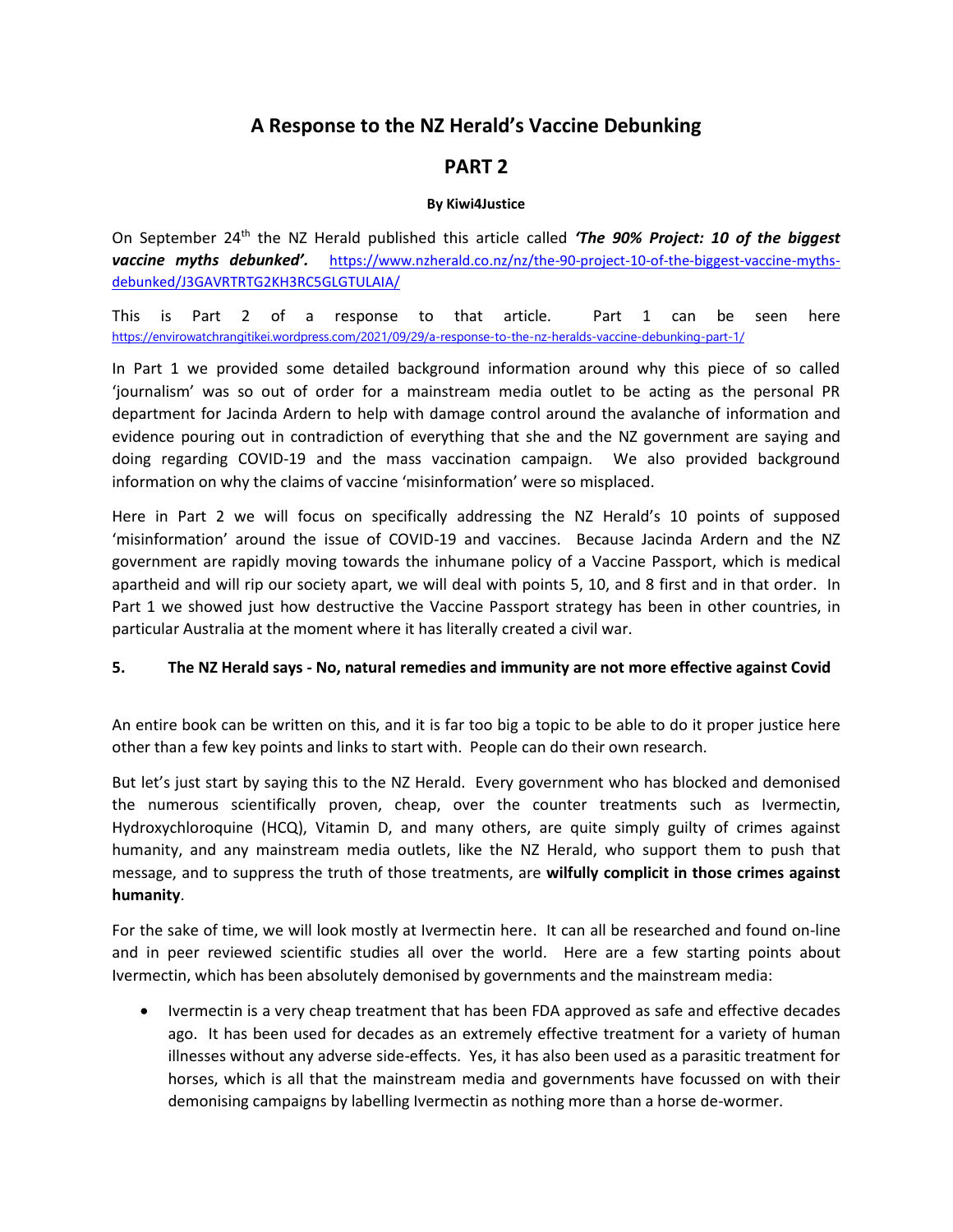# A Response to the NZ Herald's Vaccine Debunking

## PART 2

**By Kiwi4Justice**

On September 24th the NZ Herald published this article called ***'The 90% Project: 10 of the biggest vaccine myths debunked'.*** https://www.nzherald.co.nz/nz/the-90-project-10-of-the-biggest-vaccine-myths-debunked/J3GAVRTRTG2KH3RC5GLGTULAIA/

This is Part 2 of a response to that article. Part 1 can be seen here https://envirowatchrangitikei.wordpress.com/2021/09/29/a-response-to-the-nz-heralds-vaccine-debunking-part-1/

In Part 1 we provided some detailed background information around why this piece of so called 'journalism' was so out of order for a mainstream media outlet to be acting as the personal PR department for Jacinda Ardern to help with damage control around the avalanche of information and evidence pouring out in contradiction of everything that she and the NZ government are saying and doing regarding COVID-19 and the mass vaccination campaign. We also provided background information on why the claims of vaccine 'misinformation' were so misplaced.

Here in Part 2 we will focus on specifically addressing the NZ Herald's 10 points of supposed 'misinformation' around the issue of COVID-19 and vaccines. Because Jacinda Ardern and the NZ government are rapidly moving towards the inhumane policy of a Vaccine Passport, which is medical apartheid and will rip our society apart, we will deal with points 5, 10, and 8 first and in that order. In Part 1 we showed just how destructive the Vaccine Passport strategy has been in other countries, in particular Australia at the moment where it has literally created a civil war.

### 5. The NZ Herald says - No, natural remedies and immunity are not more effective against Covid

An entire book can be written on this, and it is far too big a topic to be able to do it proper justice here other than a few key points and links to start with. People can do their own research.

But let's just start by saying this to the NZ Herald. Every government who has blocked and demonised the numerous scientifically proven, cheap, over the counter treatments such as Ivermectin, Hydroxychloroquine (HCQ), Vitamin D, and many others, are quite simply guilty of crimes against humanity, and any mainstream media outlets, like the NZ Herald, who support them to push that message, and to suppress the truth of those treatments, are **wilfully complicit in those crimes against humanity**.

For the sake of time, we will look mostly at Ivermectin here. It can all be researched and found on-line and in peer reviewed scientific studies all over the world. Here are a few starting points about Ivermectin, which has been absolutely demonised by governments and the mainstream media:

- Ivermectin is a very cheap treatment that has been FDA approved as safe and effective decades ago. It has been used for decades as an extremely effective treatment for a variety of human illnesses without any adverse side-effects. Yes, it has also been used as a parasitic treatment for horses, which is all that the mainstream media and governments have focussed on with their demonising campaigns by labelling Ivermectin as nothing more than a horse de-wormer.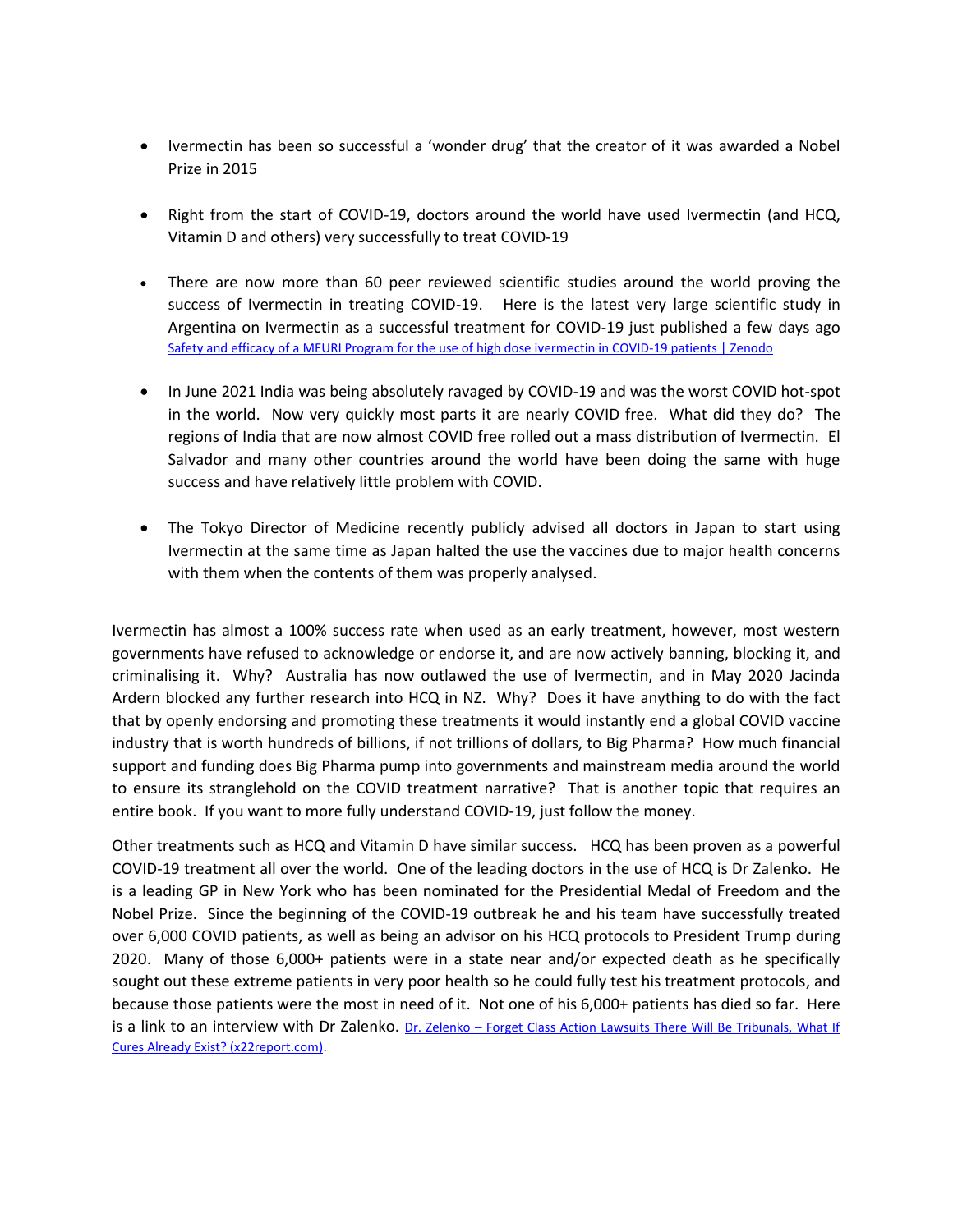- Ivermectin has been so successful a 'wonder drug' that the creator of it was awarded a Nobel Prize in 2015

- Right from the start of COVID-19, doctors around the world have used Ivermectin (and HCQ, Vitamin D and others) very successfully to treat COVID-19

- There are now more than 60 peer reviewed scientific studies around the world proving the success of Ivermectin in treating COVID-19. Here is the latest very large scientific study in Argentina on Ivermectin as a successful treatment for COVID-19 just published a few days ago [Safety and efficacy of a MEURI Program for the use of high dose ivermectin in COVID-19 patients | Zenodo]

- In June 2021 India was being absolutely ravaged by COVID-19 and was the worst COVID hot-spot in the world. Now very quickly most parts it are nearly COVID free. What did they do? The regions of India that are now almost COVID free rolled out a mass distribution of Ivermectin. El Salvador and many other countries around the world have been doing the same with huge success and have relatively little problem with COVID.

- The Tokyo Director of Medicine recently publicly advised all doctors in Japan to start using Ivermectin at the same time as Japan halted the use the vaccines due to major health concerns with them when the contents of them was properly analysed.

Ivermectin has almost a 100% success rate when used as an early treatment, however, most western governments have refused to acknowledge or endorse it, and are now actively banning, blocking it, and criminalising it. Why? Australia has now outlawed the use of Ivermectin, and in May 2020 Jacinda Ardern blocked any further research into HCQ in NZ. Why? Does it have anything to do with the fact that by openly endorsing and promoting these treatments it would instantly end a global COVID vaccine industry that is worth hundreds of billions, if not trillions of dollars, to Big Pharma? How much financial support and funding does Big Pharma pump into governments and mainstream media around the world to ensure its stranglehold on the COVID treatment narrative? That is another topic that requires an entire book. If you want to more fully understand COVID-19, just follow the money.

Other treatments such as HCQ and Vitamin D have similar success. HCQ has been proven as a powerful COVID-19 treatment all over the world. One of the leading doctors in the use of HCQ is Dr Zalenko. He is a leading GP in New York who has been nominated for the Presidential Medal of Freedom and the Nobel Prize. Since the beginning of the COVID-19 outbreak he and his team have successfully treated over 6,000 COVID patients, as well as being an advisor on his HCQ protocols to President Trump during 2020. Many of those 6,000+ patients were in a state near and/or expected death as he specifically sought out these extreme patients in very poor health so he could fully test his treatment protocols, and because those patients were the most in need of it. Not one of his 6,000+ patients has died so far. Here is a link to an interview with Dr Zalenko. [Dr. Zelenko – Forget Class Action Lawsuits There Will Be Tribunals, What If Cures Already Exist? (x22report.com)].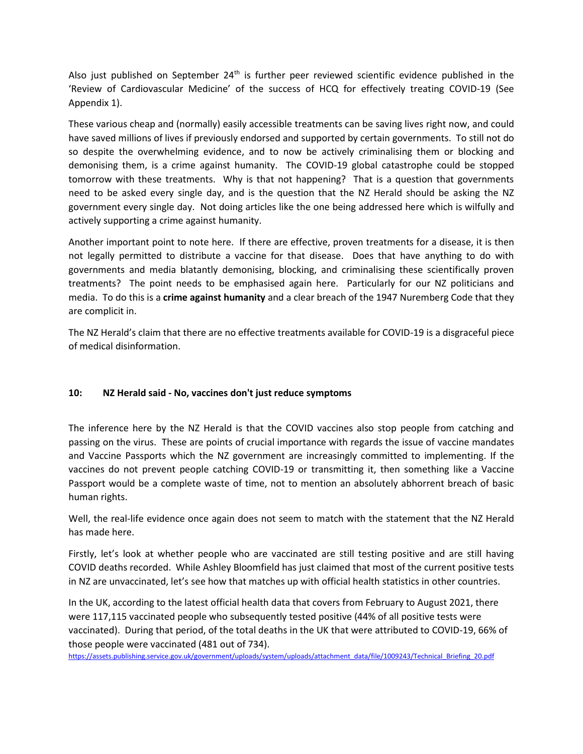Also just published on September 24th is further peer reviewed scientific evidence published in the 'Review of Cardiovascular Medicine' of the success of HCQ for effectively treating COVID-19 (See Appendix 1).

These various cheap and (normally) easily accessible treatments can be saving lives right now, and could have saved millions of lives if previously endorsed and supported by certain governments. To still not do so despite the overwhelming evidence, and to now be actively criminalising them or blocking and demonising them, is a crime against humanity. The COVID-19 global catastrophe could be stopped tomorrow with these treatments. Why is that not happening? That is a question that governments need to be asked every single day, and is the question that the NZ Herald should be asking the NZ government every single day. Not doing articles like the one being addressed here which is wilfully and actively supporting a crime against humanity.

Another important point to note here. If there are effective, proven treatments for a disease, it is then not legally permitted to distribute a vaccine for that disease. Does that have anything to do with governments and media blatantly demonising, blocking, and criminalising these scientifically proven treatments? The point needs to be emphasised again here. Particularly for our NZ politicians and media. To do this is a **crime against humanity** and a clear breach of the 1947 Nuremberg Code that they are complicit in.

The NZ Herald's claim that there are no effective treatments available for COVID-19 is a disgraceful piece of medical disinformation.

## 10: NZ Herald said - No, vaccines don't just reduce symptoms

The inference here by the NZ Herald is that the COVID vaccines also stop people from catching and passing on the virus. These are points of crucial importance with regards the issue of vaccine mandates and Vaccine Passports which the NZ government are increasingly committed to implementing. If the vaccines do not prevent people catching COVID-19 or transmitting it, then something like a Vaccine Passport would be a complete waste of time, not to mention an absolutely abhorrent breach of basic human rights.

Well, the real-life evidence once again does not seem to match with the statement that the NZ Herald has made here.

Firstly, let's look at whether people who are vaccinated are still testing positive and are still having COVID deaths recorded. While Ashley Bloomfield has just claimed that most of the current positive tests in NZ are unvaccinated, let's see how that matches up with official health statistics in other countries.

In the UK, according to the latest official health data that covers from February to August 2021, there were 117,115 vaccinated people who subsequently tested positive (44% of all positive tests were vaccinated). During that period, of the total deaths in the UK that were attributed to COVID-19, 66% of those people were vaccinated (481 out of 734).
https://assets.publishing.service.gov.uk/government/uploads/system/uploads/attachment_data/file/1009243/Technical_Briefing_20.pdf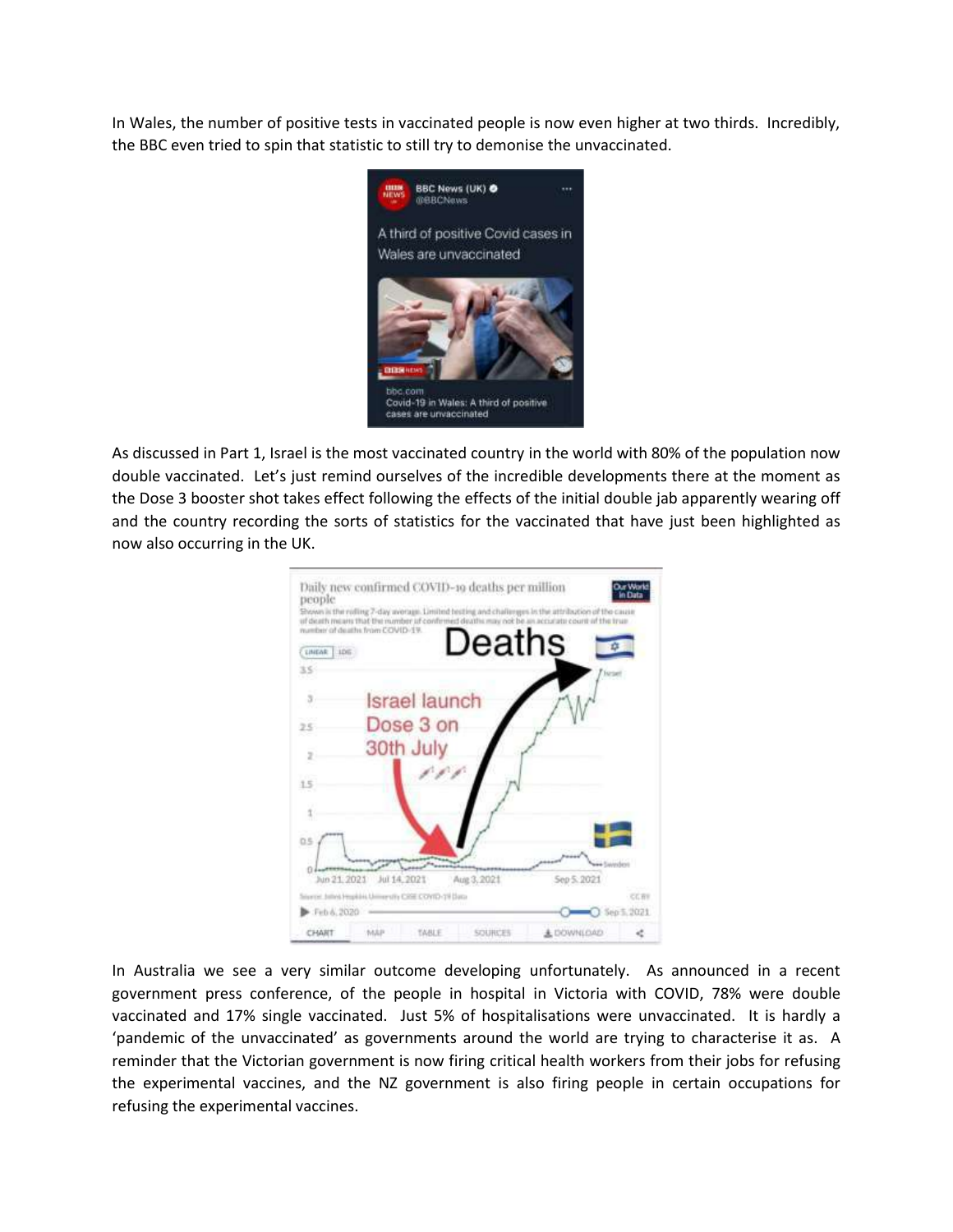In Wales, the number of positive tests in vaccinated people is now even higher at two thirds. Incredibly, the BBC even tried to spin that statistic to still try to demonise the unvaccinated.

As discussed in Part 1, Israel is the most vaccinated country in the world with 80% of the population now double vaccinated. Let's just remind ourselves of the incredible developments there at the moment as the Dose 3 booster shot takes effect following the effects of the initial double jab apparently wearing off and the country recording the sorts of statistics for the vaccinated that have just been highlighted as now also occurring in the UK.

In Australia we see a very similar outcome developing unfortunately. As announced in a recent government press conference, of the people in hospital in Victoria with COVID, 78% were double vaccinated and 17% single vaccinated. Just 5% of hospitalisations were unvaccinated. It is hardly a 'pandemic of the unvaccinated' as governments around the world are trying to characterise it as. A reminder that the Victorian government is now firing critical health workers from their jobs for refusing the experimental vaccines, and the NZ government is also firing people in certain occupations for refusing the experimental vaccines.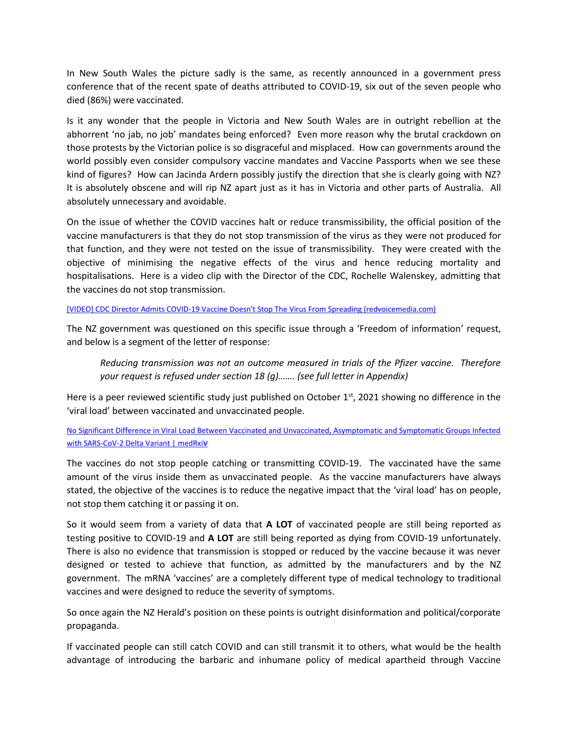In New South Wales the picture sadly is the same, as recently announced in a government press conference that of the recent spate of deaths attributed to COVID-19, six out of the seven people who died (86%) were vaccinated.

Is it any wonder that the people in Victoria and New South Wales are in outright rebellion at the abhorrent 'no jab, no job' mandates being enforced? Even more reason why the brutal crackdown on those protests by the Victorian police is so disgraceful and misplaced. How can governments around the world possibly even consider compulsory vaccine mandates and Vaccine Passports when we see these kind of figures? How can Jacinda Ardern possibly justify the direction that she is clearly going with NZ? It is absolutely obscene and will rip NZ apart just as it has in Victoria and other parts of Australia. All absolutely unnecessary and avoidable.

On the issue of whether the COVID vaccines halt or reduce transmissibility, the official position of the vaccine manufacturers is that they do not stop transmission of the virus as they were not produced for that function, and they were not tested on the issue of transmissibility. They were created with the objective of minimising the negative effects of the virus and hence reducing mortality and hospitalisations. Here is a video clip with the Director of the CDC, Rochelle Walenskey, admitting that the vaccines do not stop transmission.

[VIDEO] CDC Director Admits COVID-19 Vaccine Doesn't Stop The Virus From Spreading (redvoicemedia.com)

The NZ government was questioned on this specific issue through a 'Freedom of information' request, and below is a segment of the letter of response:

> *Reducing transmission was not an outcome measured in trials of the Pfizer vaccine. Therefore your request is refused under section 18 (g)……. (see full letter in Appendix)*

Here is a peer reviewed scientific study just published on October 1st, 2021 showing no difference in the 'viral load' between vaccinated and unvaccinated people.

No Significant Difference in Viral Load Between Vaccinated and Unvaccinated, Asymptomatic and Symptomatic Groups Infected with SARS-CoV-2 Delta Variant | medRxiV

The vaccines do not stop people catching or transmitting COVID-19. The vaccinated have the same amount of the virus inside them as unvaccinated people. As the vaccine manufacturers have always stated, the objective of the vaccines is to reduce the negative impact that the 'viral load' has on people, not stop them catching it or passing it on.

So it would seem from a variety of data that **A LOT** of vaccinated people are still being reported as testing positive to COVID-19 and **A LOT** are still being reported as dying from COVID-19 unfortunately. There is also no evidence that transmission is stopped or reduced by the vaccine because it was never designed or tested to achieve that function, as admitted by the manufacturers and by the NZ government. The mRNA 'vaccines' are a completely different type of medical technology to traditional vaccines and were designed to reduce the severity of symptoms.

So once again the NZ Herald's position on these points is outright disinformation and political/corporate propaganda.

If vaccinated people can still catch COVID and can still transmit it to others, what would be the health advantage of introducing the barbaric and inhumane policy of medical apartheid through Vaccine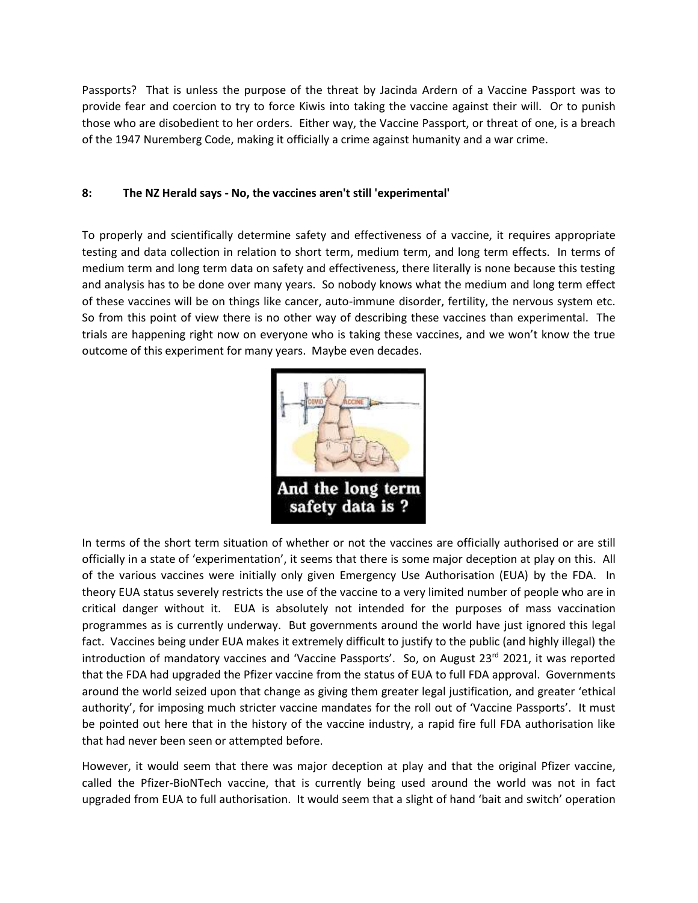Passports? That is unless the purpose of the threat by Jacinda Ardern of a Vaccine Passport was to provide fear and coercion to try to force Kiwis into taking the vaccine against their will. Or to punish those who are disobedient to her orders. Either way, the Vaccine Passport, or threat of one, is a breach of the 1947 Nuremberg Code, making it officially a crime against humanity and a war crime.

**8: The NZ Herald says - No, the vaccines aren't still 'experimental'**

To properly and scientifically determine safety and effectiveness of a vaccine, it requires appropriate testing and data collection in relation to short term, medium term, and long term effects. In terms of medium term and long term data on safety and effectiveness, there literally is none because this testing and analysis has to be done over many years. So nobody knows what the medium and long term effect of these vaccines will be on things like cancer, auto-immune disorder, fertility, the nervous system etc. So from this point of view there is no other way of describing these vaccines than experimental. The trials are happening right now on everyone who is taking these vaccines, and we won't know the true outcome of this experiment for many years. Maybe even decades.

And the long term safety data is ?

In terms of the short term situation of whether or not the vaccines are officially authorised or are still officially in a state of 'experimentation', it seems that there is some major deception at play on this. All of the various vaccines were initially only given Emergency Use Authorisation (EUA) by the FDA. In theory EUA status severely restricts the use of the vaccine to a very limited number of people who are in critical danger without it. EUA is absolutely not intended for the purposes of mass vaccination programmes as is currently underway. But governments around the world have just ignored this legal fact. Vaccines being under EUA makes it extremely difficult to justify to the public (and highly illegal) the introduction of mandatory vaccines and 'Vaccine Passports'. So, on August 23rd 2021, it was reported that the FDA had upgraded the Pfizer vaccine from the status of EUA to full FDA approval. Governments around the world seized upon that change as giving them greater legal justification, and greater 'ethical authority', for imposing much stricter vaccine mandates for the roll out of 'Vaccine Passports'. It must be pointed out here that in the history of the vaccine industry, a rapid fire full FDA authorisation like that had never been seen or attempted before.

However, it would seem that there was major deception at play and that the original Pfizer vaccine, called the Pfizer-BioNTech vaccine, that is currently being used around the world was not in fact upgraded from EUA to full authorisation. It would seem that a slight of hand 'bait and switch' operation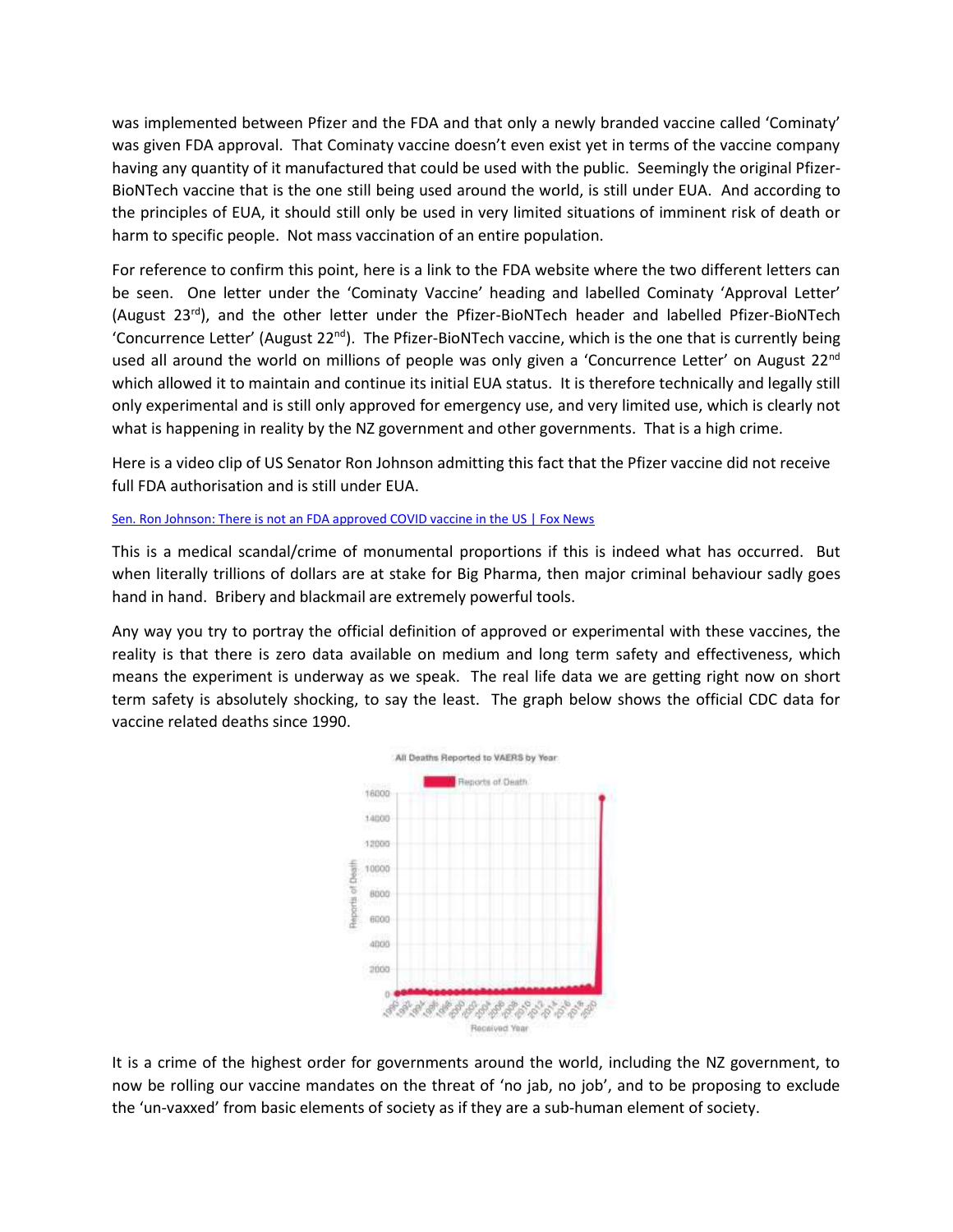was implemented between Pfizer and the FDA and that only a newly branded vaccine called 'Cominaty' was given FDA approval. That Cominaty vaccine doesn't even exist yet in terms of the vaccine company having any quantity of it manufactured that could be used with the public. Seemingly the original Pfizer-BioNTech vaccine that is the one still being used around the world, is still under EUA. And according to the principles of EUA, it should still only be used in very limited situations of imminent risk of death or harm to specific people. Not mass vaccination of an entire population.

For reference to confirm this point, here is a link to the FDA website where the two different letters can be seen. One letter under the 'Cominaty Vaccine' heading and labelled Cominaty 'Approval Letter' (August 23rd), and the other letter under the Pfizer-BioNTech header and labelled Pfizer-BioNTech 'Concurrence Letter' (August 22nd). The Pfizer-BioNTech vaccine, which is the one that is currently being used all around the world on millions of people was only given a 'Concurrence Letter' on August 22nd which allowed it to maintain and continue its initial EUA status. It is therefore technically and legally still only experimental and is still only approved for emergency use, and very limited use, which is clearly not what is happening in reality by the NZ government and other governments. That is a high crime.

Here is a video clip of US Senator Ron Johnson admitting this fact that the Pfizer vaccine did not receive full FDA authorisation and is still under EUA.

Sen. Ron Johnson: There is not an FDA approved COVID vaccine in the US | Fox News

This is a medical scandal/crime of monumental proportions if this is indeed what has occurred. But when literally trillions of dollars are at stake for Big Pharma, then major criminal behaviour sadly goes hand in hand. Bribery and blackmail are extremely powerful tools.

Any way you try to portray the official definition of approved or experimental with these vaccines, the reality is that there is zero data available on medium and long term safety and effectiveness, which means the experiment is underway as we speak. The real life data we are getting right now on short term safety is absolutely shocking, to say the least. The graph below shows the official CDC data for vaccine related deaths since 1990.

It is a crime of the highest order for governments around the world, including the NZ government, to now be rolling our vaccine mandates on the threat of 'no jab, no job', and to be proposing to exclude the 'un-vaxxed' from basic elements of society as if they are a sub-human element of society.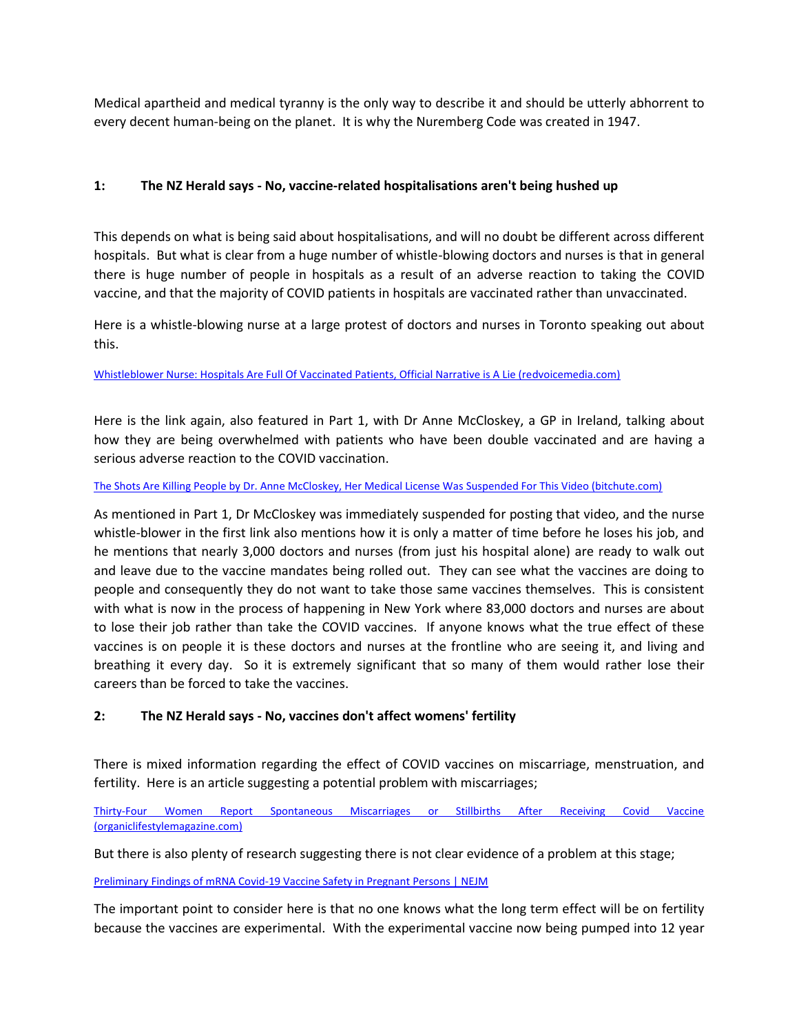Medical apartheid and medical tyranny is the only way to describe it and should be utterly abhorrent to every decent human-being on the planet. It is why the Nuremberg Code was created in 1947.

**1: The NZ Herald says - No, vaccine-related hospitalisations aren't being hushed up**

This depends on what is being said about hospitalisations, and will no doubt be different across different hospitals. But what is clear from a huge number of whistle-blowing doctors and nurses is that in general there is huge number of people in hospitals as a result of an adverse reaction to taking the COVID vaccine, and that the majority of COVID patients in hospitals are vaccinated rather than unvaccinated.

Here is a whistle-blowing nurse at a large protest of doctors and nurses in Toronto speaking out about this.

Whistleblower Nurse: Hospitals Are Full Of Vaccinated Patients, Official Narrative is A Lie (redvoicemedia.com)

Here is the link again, also featured in Part 1, with Dr Anne McCloskey, a GP in Ireland, talking about how they are being overwhelmed with patients who have been double vaccinated and are having a serious adverse reaction to the COVID vaccination.

The Shots Are Killing People by Dr. Anne McCloskey, Her Medical License Was Suspended For This Video (bitchute.com)

As mentioned in Part 1, Dr McCloskey was immediately suspended for posting that video, and the nurse whistle-blower in the first link also mentions how it is only a matter of time before he loses his job, and he mentions that nearly 3,000 doctors and nurses (from just his hospital alone) are ready to walk out and leave due to the vaccine mandates being rolled out. They can see what the vaccines are doing to people and consequently they do not want to take those same vaccines themselves. This is consistent with what is now in the process of happening in New York where 83,000 doctors and nurses are about to lose their job rather than take the COVID vaccines. If anyone knows what the true effect of these vaccines is on people it is these doctors and nurses at the frontline who are seeing it, and living and breathing it every day. So it is extremely significant that so many of them would rather lose their careers than be forced to take the vaccines.

**2: The NZ Herald says - No, vaccines don't affect womens' fertility**

There is mixed information regarding the effect of COVID vaccines on miscarriage, menstruation, and fertility. Here is an article suggesting a potential problem with miscarriages;

Thirty-Four Women Report Spontaneous Miscarriages or Stillbirths After Receiving Covid Vaccine (organiclifestylemagazine.com)

But there is also plenty of research suggesting there is not clear evidence of a problem at this stage;

Preliminary Findings of mRNA Covid-19 Vaccine Safety in Pregnant Persons | NEJM

The important point to consider here is that no one knows what the long term effect will be on fertility because the vaccines are experimental. With the experimental vaccine now being pumped into 12 year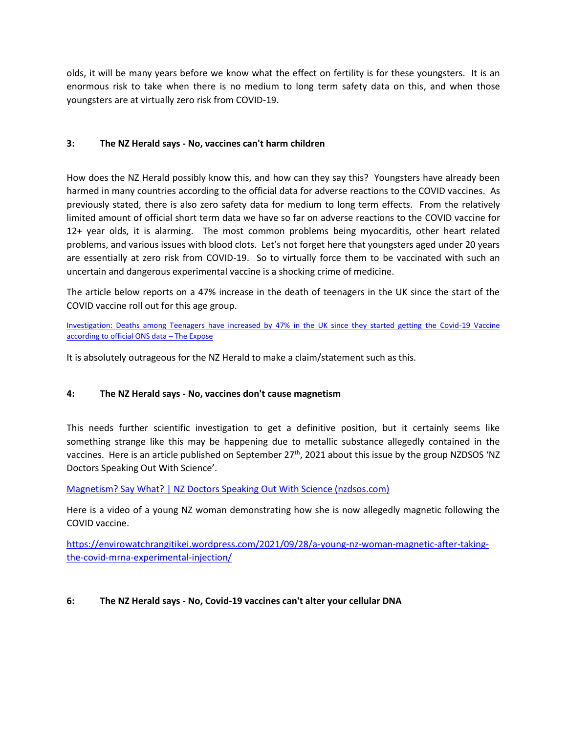olds, it will be many years before we know what the effect on fertility is for these youngsters. It is an enormous risk to take when there is no medium to long term safety data on this, and when those youngsters are at virtually zero risk from COVID-19.

### 3: The NZ Herald says - No, vaccines can't harm children

How does the NZ Herald possibly know this, and how can they say this? Youngsters have already been harmed in many countries according to the official data for adverse reactions to the COVID vaccines. As previously stated, there is also zero safety data for medium to long term effects. From the relatively limited amount of official short term data we have so far on adverse reactions to the COVID vaccine for 12+ year olds, it is alarming. The most common problems being myocarditis, other heart related problems, and various issues with blood clots. Let's not forget here that youngsters aged under 20 years are essentially at zero risk from COVID-19. So to virtually force them to be vaccinated with such an uncertain and dangerous experimental vaccine is a shocking crime of medicine.

The article below reports on a 47% increase in the death of teenagers in the UK since the start of the COVID vaccine roll out for this age group.

[Investigation: Deaths among Teenagers have increased by 47% in the UK since they started getting the Covid-19 Vaccine according to official ONS data – The Expose]

It is absolutely outrageous for the NZ Herald to make a claim/statement such as this.

### 4: The NZ Herald says - No, vaccines don't cause magnetism

This needs further scientific investigation to get a definitive position, but it certainly seems like something strange like this may be happening due to metallic substance allegedly contained in the vaccines. Here is an article published on September 27th, 2021 about this issue by the group NZDSOS 'NZ Doctors Speaking Out With Science'.

[Magnetism? Say What? | NZ Doctors Speaking Out With Science (nzdsos.com)]

Here is a video of a young NZ woman demonstrating how she is now allegedly magnetic following the COVID vaccine.

https://envirowatchrangitikei.wordpress.com/2021/09/28/a-young-nz-woman-magnetic-after-taking-the-covid-mrna-experimental-injection/

### 6: The NZ Herald says - No, Covid-19 vaccines can't alter your cellular DNA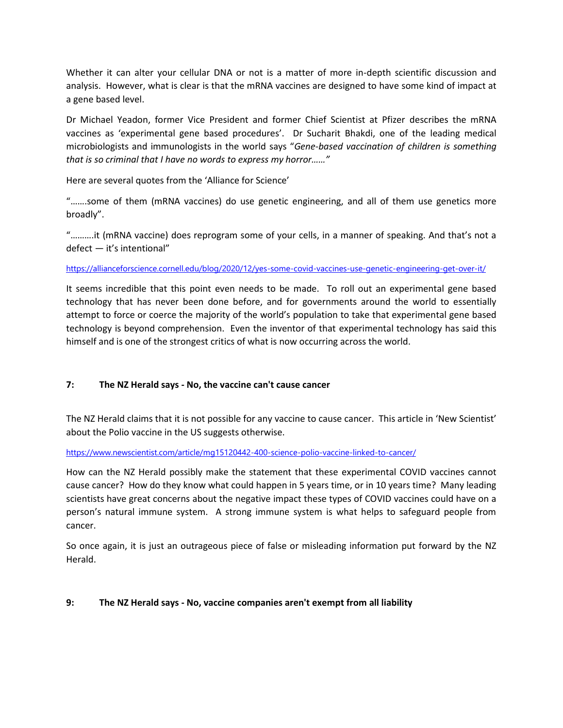Whether it can alter your cellular DNA or not is a matter of more in-depth scientific discussion and analysis. However, what is clear is that the mRNA vaccines are designed to have some kind of impact at a gene based level.

Dr Michael Yeadon, former Vice President and former Chief Scientist at Pfizer describes the mRNA vaccines as 'experimental gene based procedures'. Dr Sucharit Bhakdi, one of the leading medical microbiologists and immunologists in the world says "*Gene-based vaccination of children is something that is so criminal that I have no words to express my horror……"*

Here are several quotes from the 'Alliance for Science'

"…….some of them (mRNA vaccines) do use genetic engineering, and all of them use genetics more broadly".

"……….it (mRNA vaccine) does reprogram some of your cells, in a manner of speaking. And that's not a defect — it's intentional"

https://allianceforscience.cornell.edu/blog/2020/12/yes-some-covid-vaccines-use-genetic-engineering-get-over-it/

It seems incredible that this point even needs to be made. To roll out an experimental gene based technology that has never been done before, and for governments around the world to essentially attempt to force or coerce the majority of the world's population to take that experimental gene based technology is beyond comprehension. Even the inventor of that experimental technology has said this himself and is one of the strongest critics of what is now occurring across the world.

**7: The NZ Herald says - No, the vaccine can't cause cancer**

The NZ Herald claims that it is not possible for any vaccine to cause cancer. This article in 'New Scientist' about the Polio vaccine in the US suggests otherwise.

https://www.newscientist.com/article/mg15120442-400-science-polio-vaccine-linked-to-cancer/

How can the NZ Herald possibly make the statement that these experimental COVID vaccines cannot cause cancer? How do they know what could happen in 5 years time, or in 10 years time? Many leading scientists have great concerns about the negative impact these types of COVID vaccines could have on a person's natural immune system. A strong immune system is what helps to safeguard people from cancer.

So once again, it is just an outrageous piece of false or misleading information put forward by the NZ Herald.

**9: The NZ Herald says - No, vaccine companies aren't exempt from all liability**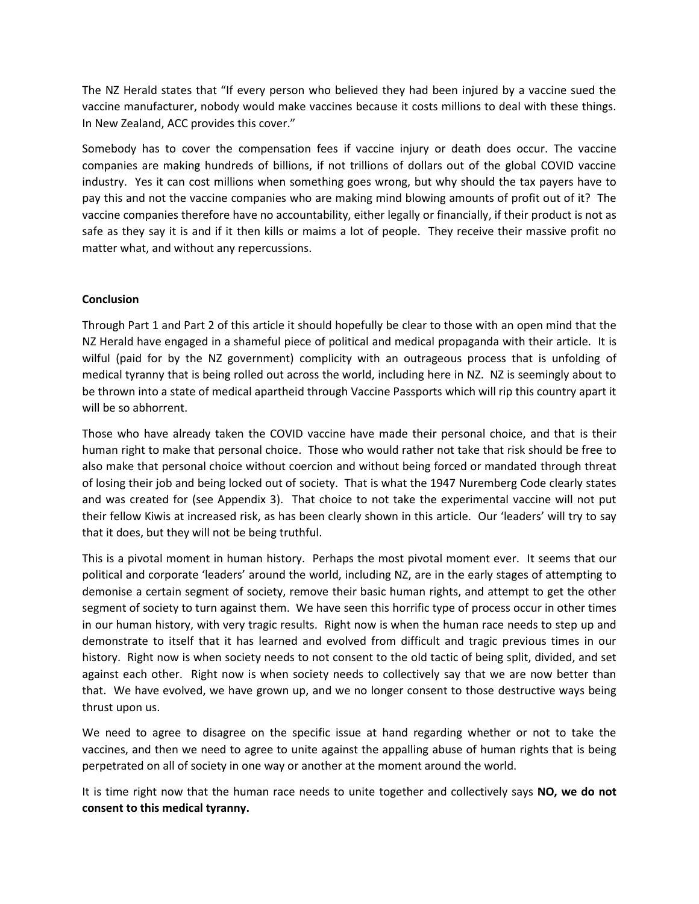The NZ Herald states that "If every person who believed they had been injured by a vaccine sued the vaccine manufacturer, nobody would make vaccines because it costs millions to deal with these things. In New Zealand, ACC provides this cover."

Somebody has to cover the compensation fees if vaccine injury or death does occur. The vaccine companies are making hundreds of billions, if not trillions of dollars out of the global COVID vaccine industry. Yes it can cost millions when something goes wrong, but why should the tax payers have to pay this and not the vaccine companies who are making mind blowing amounts of profit out of it? The vaccine companies therefore have no accountability, either legally or financially, if their product is not as safe as they say it is and if it then kills or maims a lot of people. They receive their massive profit no matter what, and without any repercussions.

**Conclusion**

Through Part 1 and Part 2 of this article it should hopefully be clear to those with an open mind that the NZ Herald have engaged in a shameful piece of political and medical propaganda with their article. It is wilful (paid for by the NZ government) complicity with an outrageous process that is unfolding of medical tyranny that is being rolled out across the world, including here in NZ. NZ is seemingly about to be thrown into a state of medical apartheid through Vaccine Passports which will rip this country apart it will be so abhorrent.

Those who have already taken the COVID vaccine have made their personal choice, and that is their human right to make that personal choice. Those who would rather not take that risk should be free to also make that personal choice without coercion and without being forced or mandated through threat of losing their job and being locked out of society. That is what the 1947 Nuremberg Code clearly states and was created for (see Appendix 3). That choice to not take the experimental vaccine will not put their fellow Kiwis at increased risk, as has been clearly shown in this article. Our 'leaders' will try to say that it does, but they will not be being truthful.

This is a pivotal moment in human history. Perhaps the most pivotal moment ever. It seems that our political and corporate 'leaders' around the world, including NZ, are in the early stages of attempting to demonise a certain segment of society, remove their basic human rights, and attempt to get the other segment of society to turn against them. We have seen this horrific type of process occur in other times in our human history, with very tragic results. Right now is when the human race needs to step up and demonstrate to itself that it has learned and evolved from difficult and tragic previous times in our history. Right now is when society needs to not consent to the old tactic of being split, divided, and set against each other. Right now is when society needs to collectively say that we are now better than that. We have evolved, we have grown up, and we no longer consent to those destructive ways being thrust upon us.

We need to agree to disagree on the specific issue at hand regarding whether or not to take the vaccines, and then we need to agree to unite against the appalling abuse of human rights that is being perpetrated on all of society in one way or another at the moment around the world.

It is time right now that the human race needs to unite together and collectively says **NO, we do not consent to this medical tyranny.**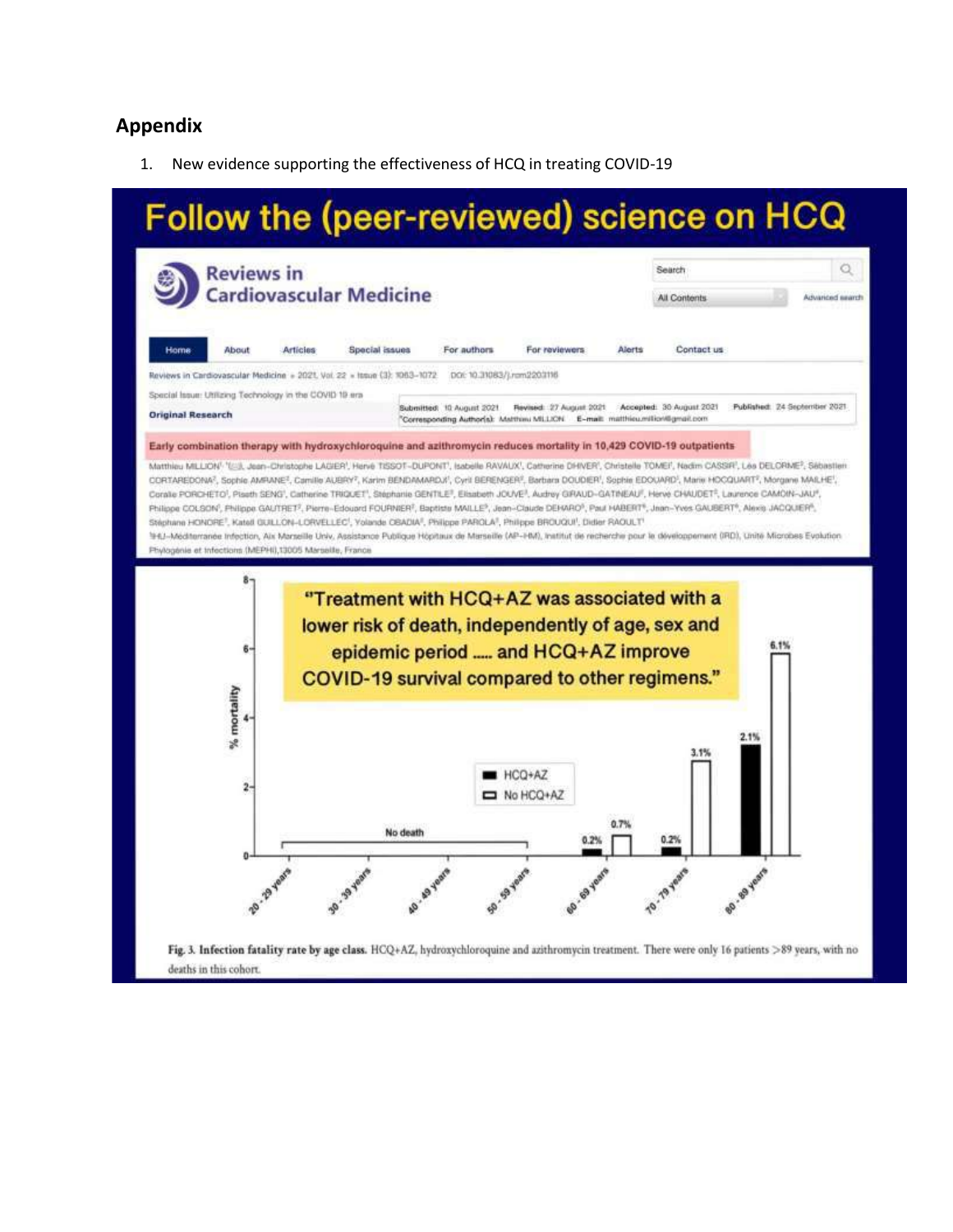## Appendix

1. New evidence supporting the effectiveness of HCQ in treating COVID-19

# Follow the (peer-reviewed) science on HCQ

**Reviews in Cardiovascular Medicine**

Search | All Contents | Advanced search

Home | About | Articles | Special issues | For authors | For reviewers | Alerts | Contact us

Reviews in Cardiovascular Medicine » 2021, Vol. 22 » Issue (3): 1063–1072 DOI: 10.31083/j.rcm2203116

Special Issue: Utilizing Technology in the COVID 19 era

**Original Research**

**Submitted:** 10 August 2021 **Revised:** 27 August 2021 **Accepted:** 30 August 2021 **Published:** 24 September 2021
*Corresponding Author(s): Matthieu MILLION **E-mail:** matthieu.million@gmail.com

**Early combination therapy with hydroxychloroquine and azithromycin reduces mortality in 10,429 COVID-19 outpatients**

Matthieu MILLION[1,*], Jean-Christophe LAGIER[1], Hervé TISSOT-DUPONT[1], Isabelle RAVAUX[1], Catherine DHIVER[1], Christelle TOMEI[1], Nadim CASSIR[1], Léa DELORME[1], Sébastien CORTAREDONA[2], Sophie AMRANE[1], Camille AUBRY[1], Karim BENDAMARDJI[1], Cyril BERENGER[1], Barbara DOUDIER[1], Sophie EDOUARD[1], Marie HOCQUART[1], Morgane MAILHE[1], Coralie PORCHETO[1], Piseth SENG[1], Catherine TRIQUET[1], Stéphanie GENTILE[3], Elisabeth JOUVE[3], Audrey GIRAUD-GATINEAU[2], Hervé CHAUDET[2], Laurence CAMOIN-JAU[4], Philippe COLSON[1], Philippe GAUTRET[2], Pierre-Edouard FOURNIER[2], Baptiste MAILLE[5], Jean-Claude DEHARO[5], Paul HABERT[6], Jean-Yves GAUBERT[6], Alexis JACQUIER[6], Stéphane HONORE[7], Katell GUILLON-LORVELLEC[1], Yolande OBADIA[1], Philippe PAROLA[2], Philippe BROUQUI[1], Didier RAOULT[1]

[1]IHU-Méditerranée Infection, Aix Marseille Univ, Assistance Publique Hôpitaux de Marseille (AP-HM), Institut de recherche pour le développement (IRD), Unité Microbes Evolution Phylogénie et Infections (MEPHI),13005 Marseille, France

"Treatment with HCQ+AZ was associated with a lower risk of death, independently of age, sex and epidemic period ..... and HCQ+AZ improve COVID-19 survival compared to other regimens."

| Age class | HCQ+AZ (% mortality) | No HCQ+AZ (% mortality) |
|---|---|---|
| 20 - 29 years | No death | No death |
| 30 - 39 years | No death | No death |
| 40 - 49 years | No death | No death |
| 50 - 59 years | No death | No death |
| 60 - 69 years | 0.2% | 0.7% |
| 70 - 79 years | 0.2% | 3.1% |
| 80 - 89 years | 2.1% | 6.1% |

**Fig. 3. Infection fatality rate by age class.** HCQ+AZ, hydroxychloroquine and azithromycin treatment. There were only 16 patients >89 years, with no deaths in this cohort.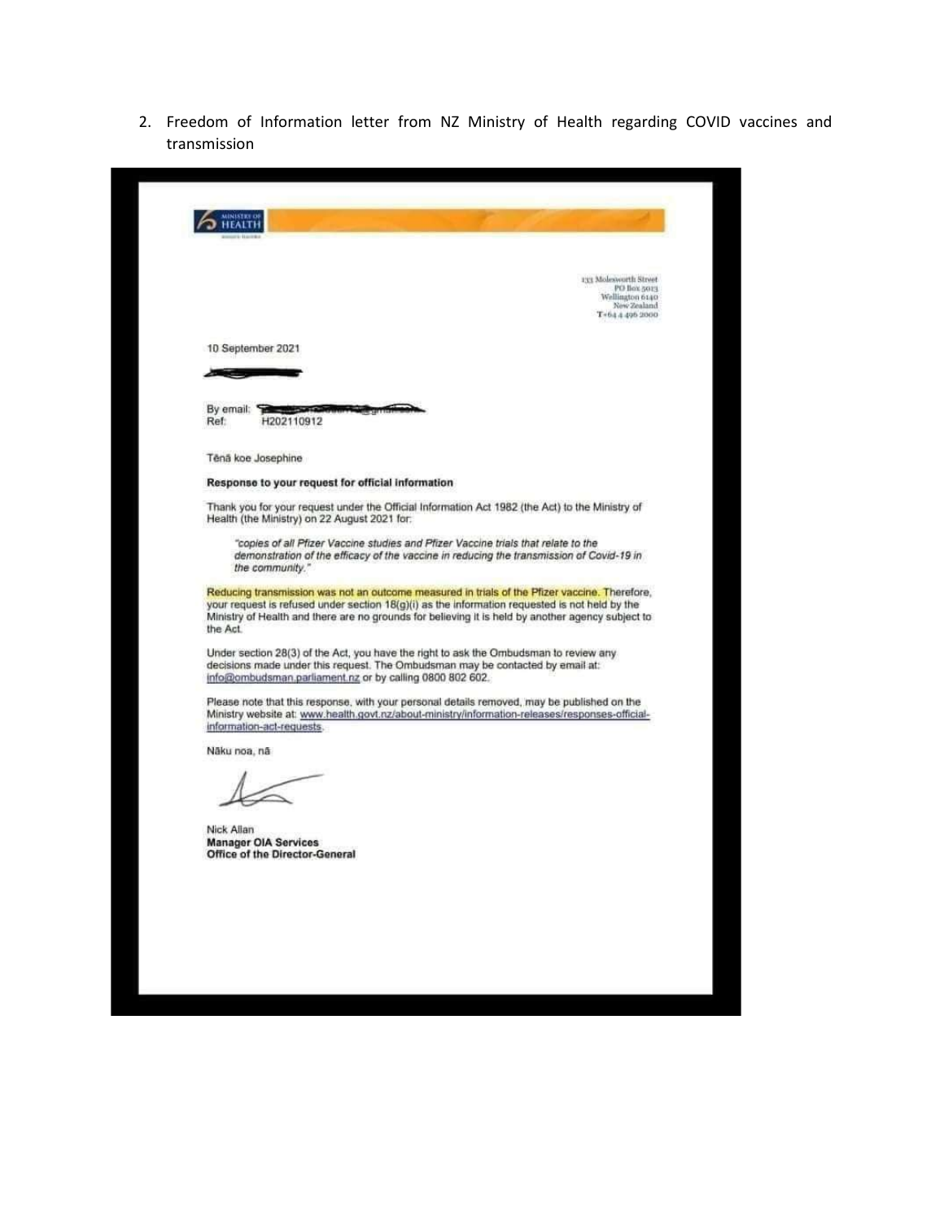2. Freedom of Information letter from NZ Ministry of Health regarding COVID vaccines and transmission

MINISTRY OF HEALTH

133 Molesworth Street
PO Box 5013
Wellington 6140
New Zealand
T+64 4 496 2000

10 September 2021

By email:
Ref: H202110912

Tēnā koe Josephine

**Response to your request for official information**

Thank you for your request under the Official Information Act 1982 (the Act) to the Ministry of Health (the Ministry) on 22 August 2021 for:

> *"copies of all Pfizer Vaccine studies and Pfizer Vaccine trials that relate to the demonstration of the efficacy of the vaccine in reducing the transmission of Covid-19 in the community."*

Reducing transmission was not an outcome measured in trials of the Pfizer vaccine. Therefore, your request is refused under section 18(g)(i) as the information requested is not held by the Ministry of Health and there are no grounds for believing it is held by another agency subject to the Act.

Under section 28(3) of the Act, you have the right to ask the Ombudsman to review any decisions made under this request. The Ombudsman may be contacted by email at: info@ombudsman.parliament.nz or by calling 0800 802 602.

Please note that this response, with your personal details removed, may be published on the Ministry website at: www.health.govt.nz/about-ministry/information-releases/responses-official-information-act-requests.

Nāku noa, nā

Nick Allan
**Manager OIA Services**
**Office of the Director-General**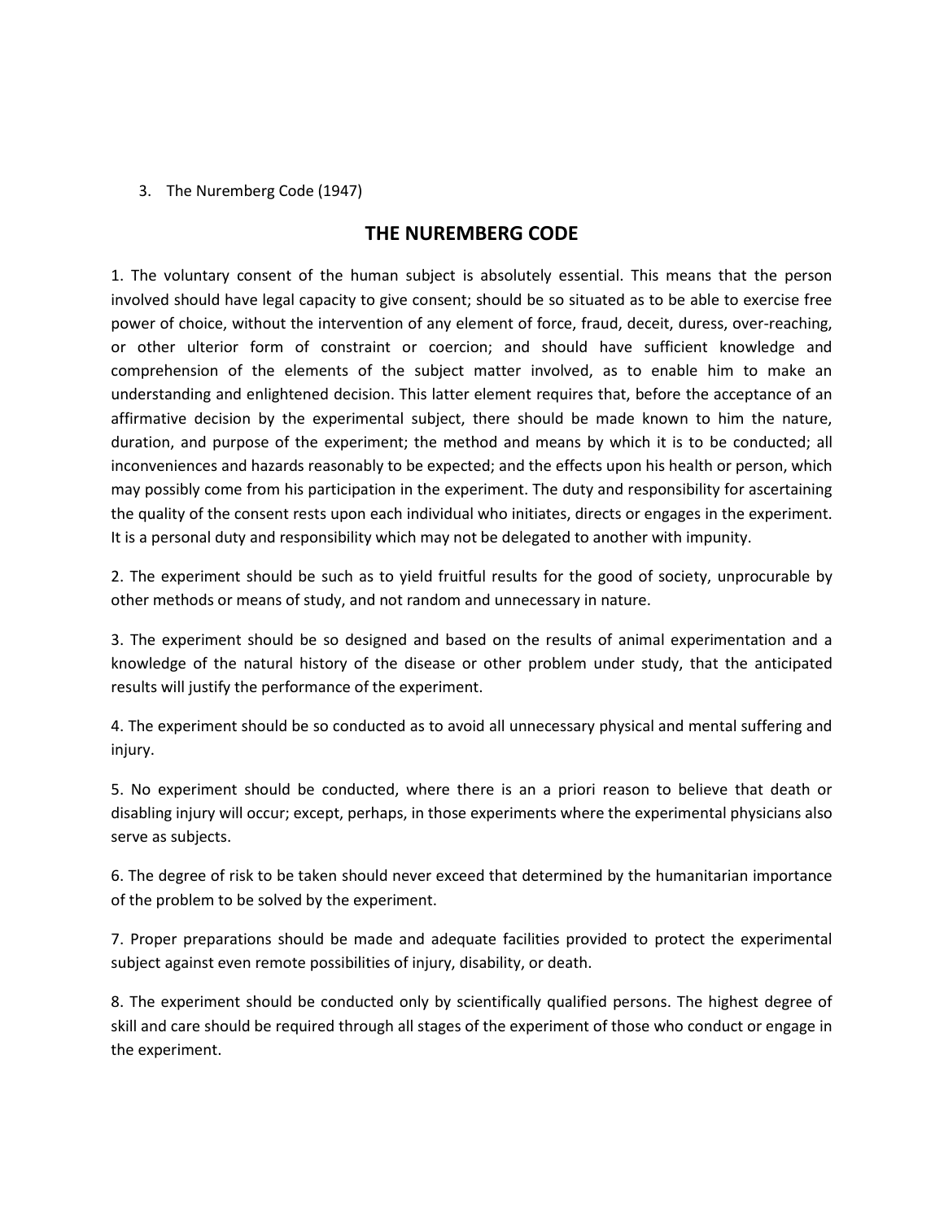3. The Nuremberg Code (1947)

# THE NUREMBERG CODE

1. The voluntary consent of the human subject is absolutely essential. This means that the person involved should have legal capacity to give consent; should be so situated as to be able to exercise free power of choice, without the intervention of any element of force, fraud, deceit, duress, over-reaching, or other ulterior form of constraint or coercion; and should have sufficient knowledge and comprehension of the elements of the subject matter involved, as to enable him to make an understanding and enlightened decision. This latter element requires that, before the acceptance of an affirmative decision by the experimental subject, there should be made known to him the nature, duration, and purpose of the experiment; the method and means by which it is to be conducted; all inconveniences and hazards reasonably to be expected; and the effects upon his health or person, which may possibly come from his participation in the experiment. The duty and responsibility for ascertaining the quality of the consent rests upon each individual who initiates, directs or engages in the experiment. It is a personal duty and responsibility which may not be delegated to another with impunity.

2. The experiment should be such as to yield fruitful results for the good of society, unprocurable by other methods or means of study, and not random and unnecessary in nature.

3. The experiment should be so designed and based on the results of animal experimentation and a knowledge of the natural history of the disease or other problem under study, that the anticipated results will justify the performance of the experiment.

4. The experiment should be so conducted as to avoid all unnecessary physical and mental suffering and injury.

5. No experiment should be conducted, where there is an a priori reason to believe that death or disabling injury will occur; except, perhaps, in those experiments where the experimental physicians also serve as subjects.

6. The degree of risk to be taken should never exceed that determined by the humanitarian importance of the problem to be solved by the experiment.

7. Proper preparations should be made and adequate facilities provided to protect the experimental subject against even remote possibilities of injury, disability, or death.

8. The experiment should be conducted only by scientifically qualified persons. The highest degree of skill and care should be required through all stages of the experiment of those who conduct or engage in the experiment.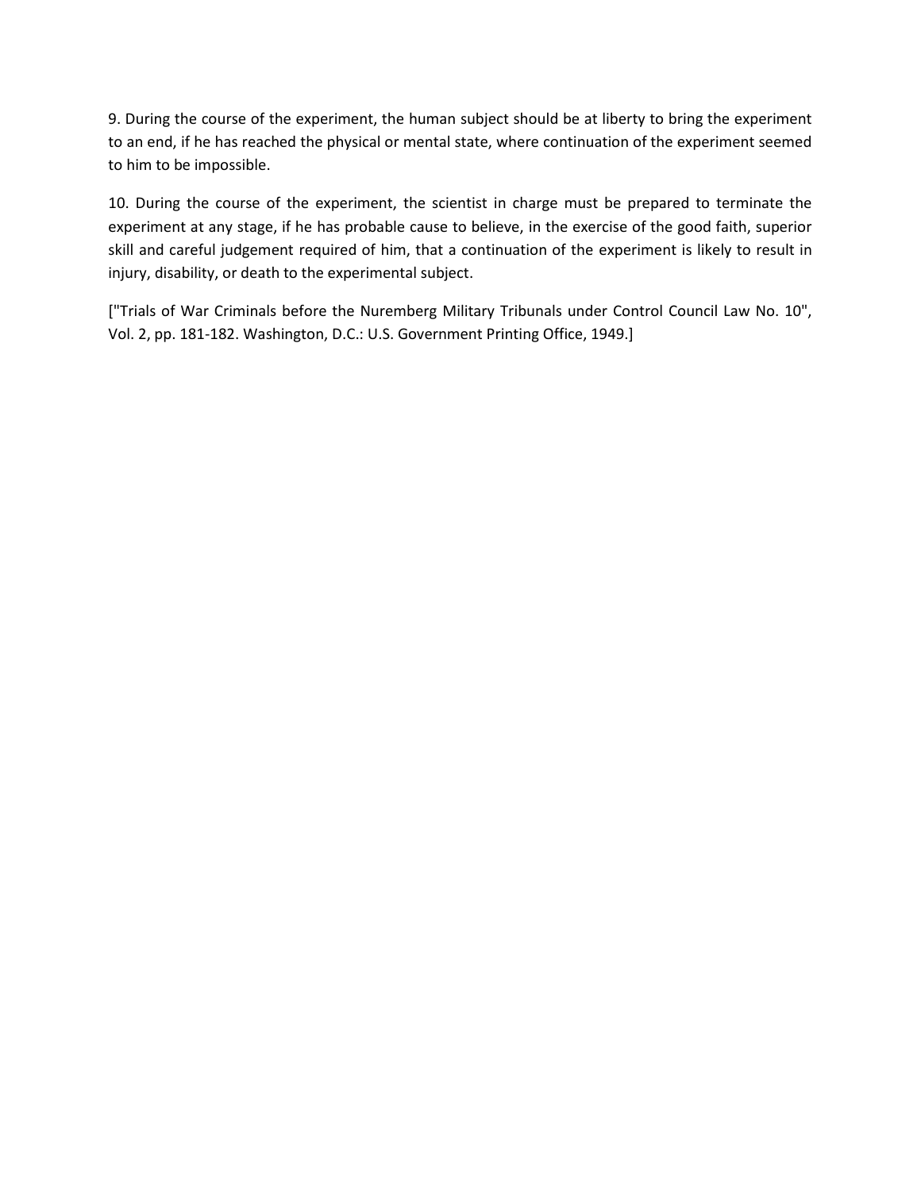9. During the course of the experiment, the human subject should be at liberty to bring the experiment to an end, if he has reached the physical or mental state, where continuation of the experiment seemed to him to be impossible.

10. During the course of the experiment, the scientist in charge must be prepared to terminate the experiment at any stage, if he has probable cause to believe, in the exercise of the good faith, superior skill and careful judgement required of him, that a continuation of the experiment is likely to result in injury, disability, or death to the experimental subject.

["Trials of War Criminals before the Nuremberg Military Tribunals under Control Council Law No. 10", Vol. 2, pp. 181-182. Washington, D.C.: U.S. Government Printing Office, 1949.]